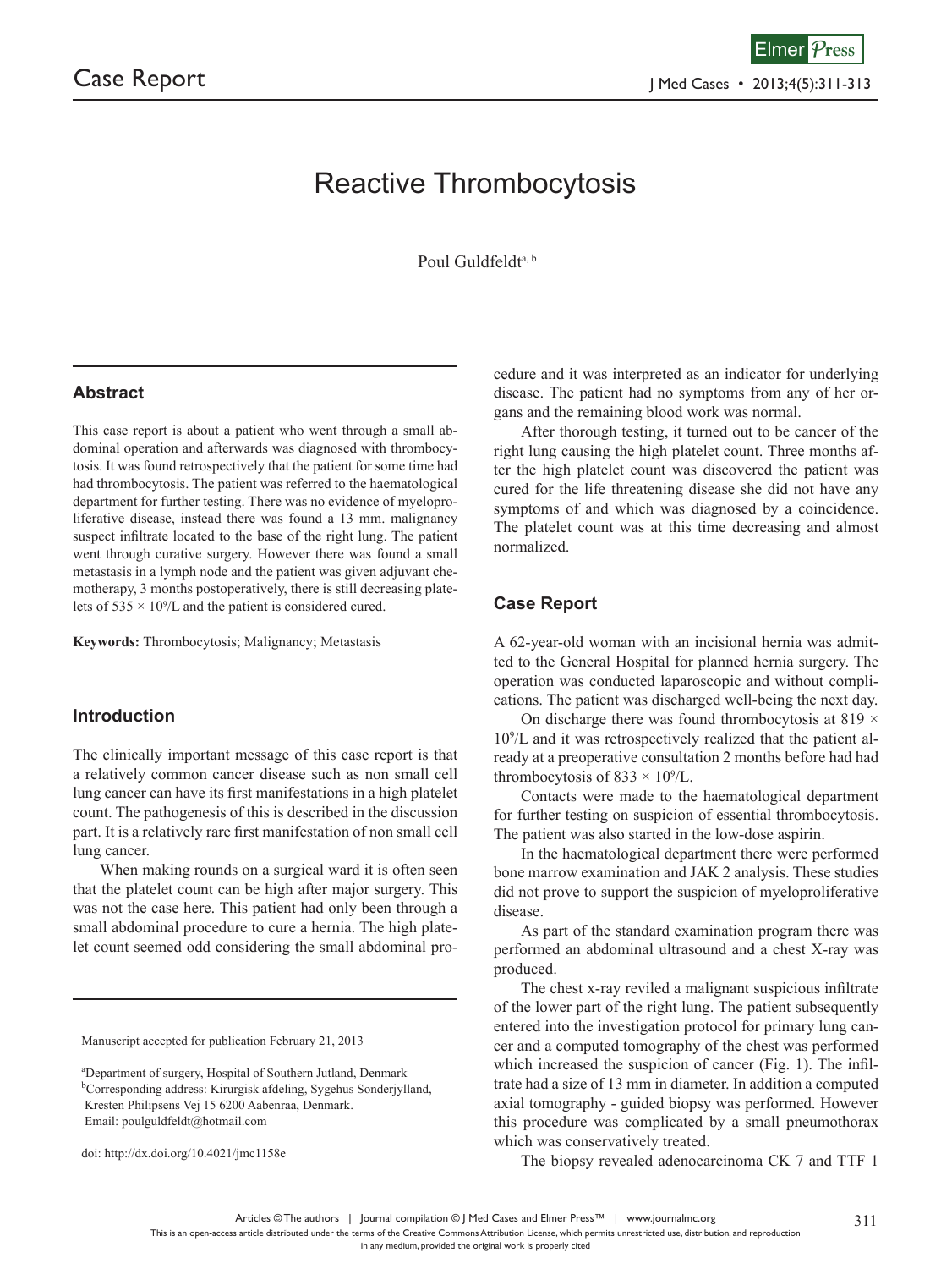## Case Report

# Reactive Thrombocytosis

Poul Guldfeldt[a, b]

## Abstract

This case report is about a patient who went through a small abdominal operation and afterwards was diagnosed with thrombocytosis. It was found retrospectively that the patient for some time had had thrombocytosis. The patient was referred to the haematological department for further testing. There was no evidence of myeloproliferative disease, instead there was found a 13 mm. malignancy suspect infiltrate located to the base of the right lung. The patient went through curative surgery. However there was found a small metastasis in a lymph node and the patient was given adjuvant chemotherapy, 3 months postoperatively, there is still decreasing platelets of $535 \times 10^9$/L and the patient is considered cured.

**Keywords:** Thrombocytosis; Malignancy; Metastasis

## Introduction

The clinically important message of this case report is that a relatively common cancer disease such as non small cell lung cancer can have its first manifestations in a high platelet count. The pathogenesis of this is described in the discussion part. It is a relatively rare first manifestation of non small cell lung cancer.

When making rounds on a surgical ward it is often seen that the platelet count can be high after major surgery. This was not the case here. This patient had only been through a small abdominal procedure to cure a hernia. The high platelet count seemed odd considering the small abdominal procedure and it was interpreted as an indicator for underlying disease. The patient had no symptoms from any of her organs and the remaining blood work was normal.

After thorough testing, it turned out to be cancer of the right lung causing the high platelet count. Three months after the high platelet count was discovered the patient was cured for the life threatening disease she did not have any symptoms of and which was diagnosed by a coincidence. The platelet count was at this time decreasing and almost normalized.

Manuscript accepted for publication February 21, 2013

[a]Department of surgery, Hospital of Southern Jutland, Denmark
[b]Corresponding address: Kirurgisk afdeling, Sygehus Sonderjylland, Kresten Philipsens Vej 15 6200 Aabenraa, Denmark.
Email: poulguldfeldt@hotmail.com

doi: http://dx.doi.org/10.4021/jmc1158e

## Case Report

A 62-year-old woman with an incisional hernia was admitted to the General Hospital for planned hernia surgery. The operation was conducted laparoscopic and without complications. The patient was discharged well-being the next day.

On discharge there was found thrombocytosis at $819 \times 10^9$/L and it was retrospectively realized that the patient already at a preoperative consultation 2 months before had had thrombocytosis of $833 \times 10^9$/L.

Contacts were made to the haematological department for further testing on suspicion of essential thrombocytosis. The patient was also started in the low-dose aspirin.

In the haematological department there were performed bone marrow examination and JAK 2 analysis. These studies did not prove to support the suspicion of myeloproliferative disease.

As part of the standard examination program there was performed an abdominal ultrasound and a chest X-ray was produced.

The chest x-ray reviled a malignant suspicious infiltrate of the lower part of the right lung. The patient subsequently entered into the investigation protocol for primary lung cancer and a computed tomography of the chest was performed which increased the suspicion of cancer (Fig. 1). The infiltrate had a size of 13 mm in diameter. In addition a computed axial tomography - guided biopsy was performed. However this procedure was complicated by a small pneumothorax which was conservatively treated.

The biopsy revealed adenocarcinoma CK 7 and TTF 1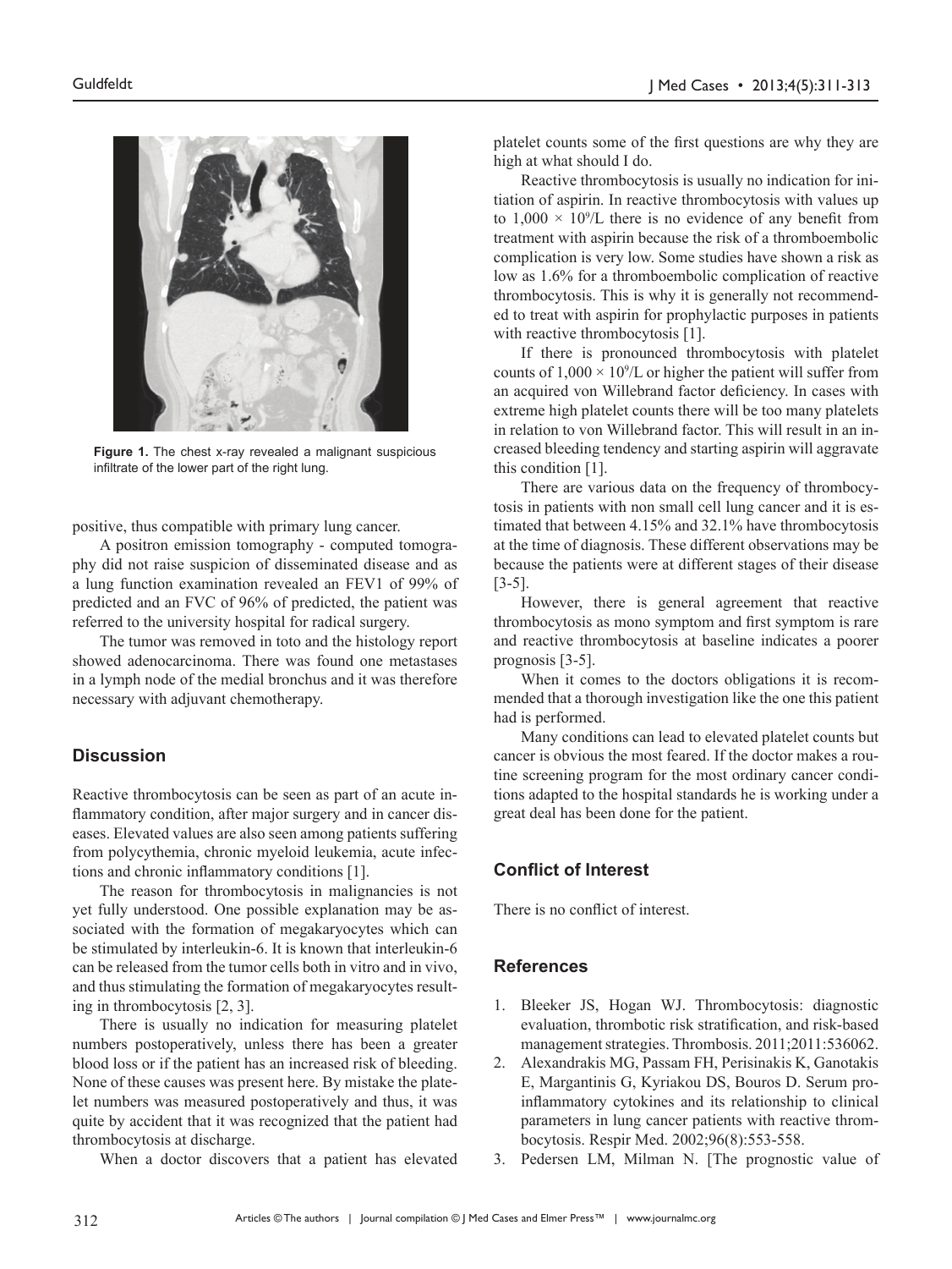**Figure 1.** The chest x-ray revealed a malignant suspicious infiltrate of the lower part of the right lung.

positive, thus compatible with primary lung cancer.

A positron emission tomography - computed tomography did not raise suspicion of disseminated disease and as a lung function examination revealed an FEV1 of 99% of predicted and an FVC of 96% of predicted, the patient was referred to the university hospital for radical surgery.

The tumor was removed in toto and the histology report showed adenocarcinoma. There was found one metastases in a lymph node of the medial bronchus and it was therefore necessary with adjuvant chemotherapy.

## Discussion

Reactive thrombocytosis can be seen as part of an acute inflammatory condition, after major surgery and in cancer diseases. Elevated values are also seen among patients suffering from polycythemia, chronic myeloid leukemia, acute infections and chronic inflammatory conditions [1].

The reason for thrombocytosis in malignancies is not yet fully understood. One possible explanation may be associated with the formation of megakaryocytes which can be stimulated by interleukin-6. It is known that interleukin-6 can be released from the tumor cells both in vitro and in vivo, and thus stimulating the formation of megakaryocytes resulting in thrombocytosis [2, 3].

There is usually no indication for measuring platelet numbers postoperatively, unless there has been a greater blood loss or if the patient has an increased risk of bleeding. None of these causes was present here. By mistake the platelet numbers was measured postoperatively and thus, it was quite by accident that it was recognized that the patient had thrombocytosis at discharge.

When a doctor discovers that a patient has elevated platelet counts some of the first questions are why they are high at what should I do.

Reactive thrombocytosis is usually no indication for initiation of aspirin. In reactive thrombocytosis with values up to $1,000 \times 10^9$/L there is no evidence of any benefit from treatment with aspirin because the risk of a thromboembolic complication is very low. Some studies have shown a risk as low as 1.6% for a thromboembolic complication of reactive thrombocytosis. This is why it is generally not recommended to treat with aspirin for prophylactic purposes in patients with reactive thrombocytosis [1].

If there is pronounced thrombocytosis with platelet counts of $1,000 \times 10^9$/L or higher the patient will suffer from an acquired von Willebrand factor deficiency. In cases with extreme high platelet counts there will be too many platelets in relation to von Willebrand factor. This will result in an increased bleeding tendency and starting aspirin will aggravate this condition [1].

There are various data on the frequency of thrombocytosis in patients with non small cell lung cancer and it is estimated that between 4.15% and 32.1% have thrombocytosis at the time of diagnosis. These different observations may be because the patients were at different stages of their disease [3-5].

However, there is general agreement that reactive thrombocytosis as mono symptom and first symptom is rare and reactive thrombocytosis at baseline indicates a poorer prognosis [3-5].

When it comes to the doctors obligations it is recommended that a thorough investigation like the one this patient had is performed.

Many conditions can lead to elevated platelet counts but cancer is obvious the most feared. If the doctor makes a routine screening program for the most ordinary cancer conditions adapted to the hospital standards he is working under a great deal has been done for the patient.

## Conflict of Interest

There is no conflict of interest.

## References

1. Bleeker JS, Hogan WJ. Thrombocytosis: diagnostic evaluation, thrombotic risk stratification, and risk-based management strategies. Thrombosis. 2011;2011:536062.
2. Alexandrakis MG, Passam FH, Perisinakis K, Ganotakis E, Margantinis G, Kyriakou DS, Bouros D. Serum proinflammatory cytokines and its relationship to clinical parameters in lung cancer patients with reactive thrombocytosis. Respir Med. 2002;96(8):553-558.
3. Pedersen LM, Milman N. [The prognostic value of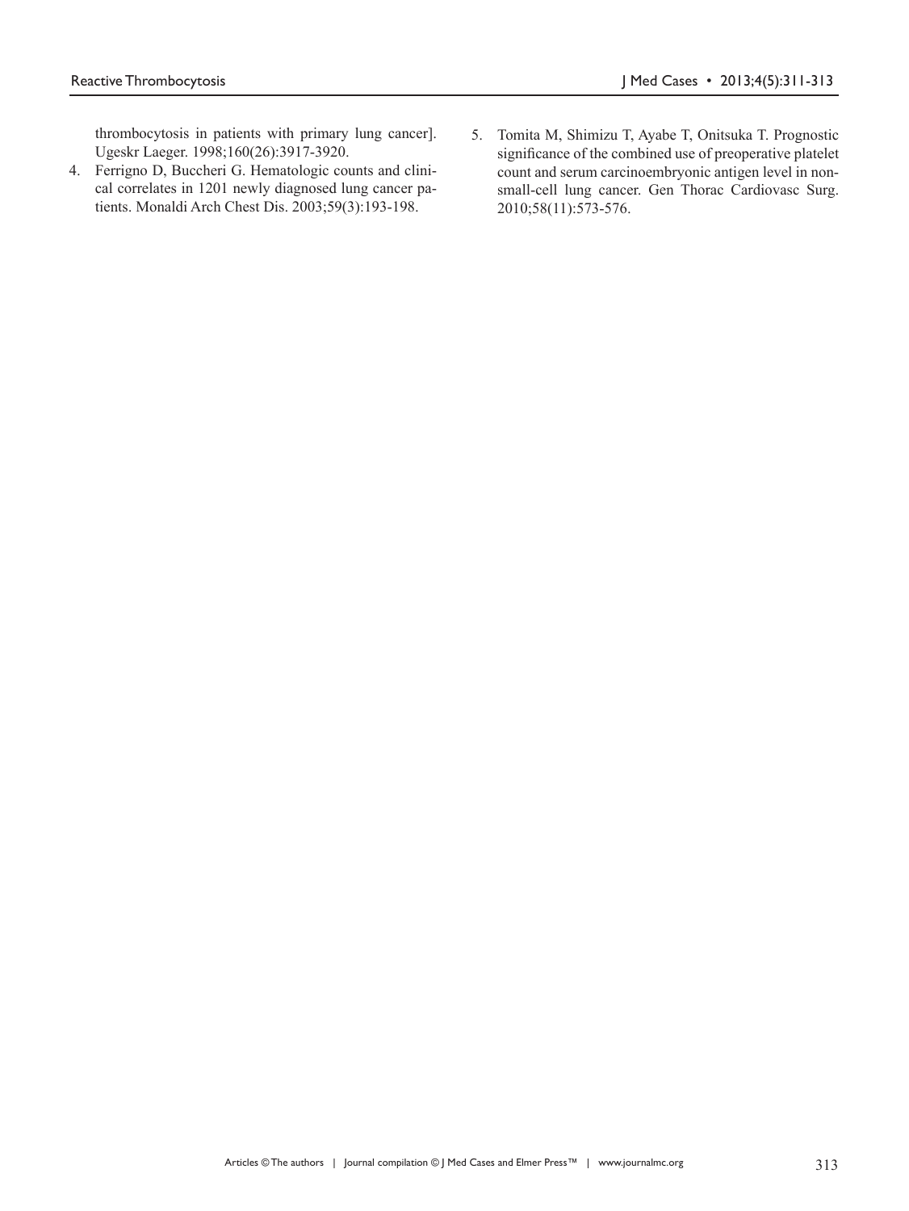thrombocytosis in patients with primary lung cancer]. Ugeskr Laeger. 1998;160(26):3917-3920.

4. Ferrigno D, Buccheri G. Hematologic counts and clinical correlates in 1201 newly diagnosed lung cancer patients. Monaldi Arch Chest Dis. 2003;59(3):193-198.
5. Tomita M, Shimizu T, Ayabe T, Onitsuka T. Prognostic significance of the combined use of preoperative platelet count and serum carcinoembryonic antigen level in non-small-cell lung cancer. Gen Thorac Cardiovasc Surg. 2010;58(11):573-576.